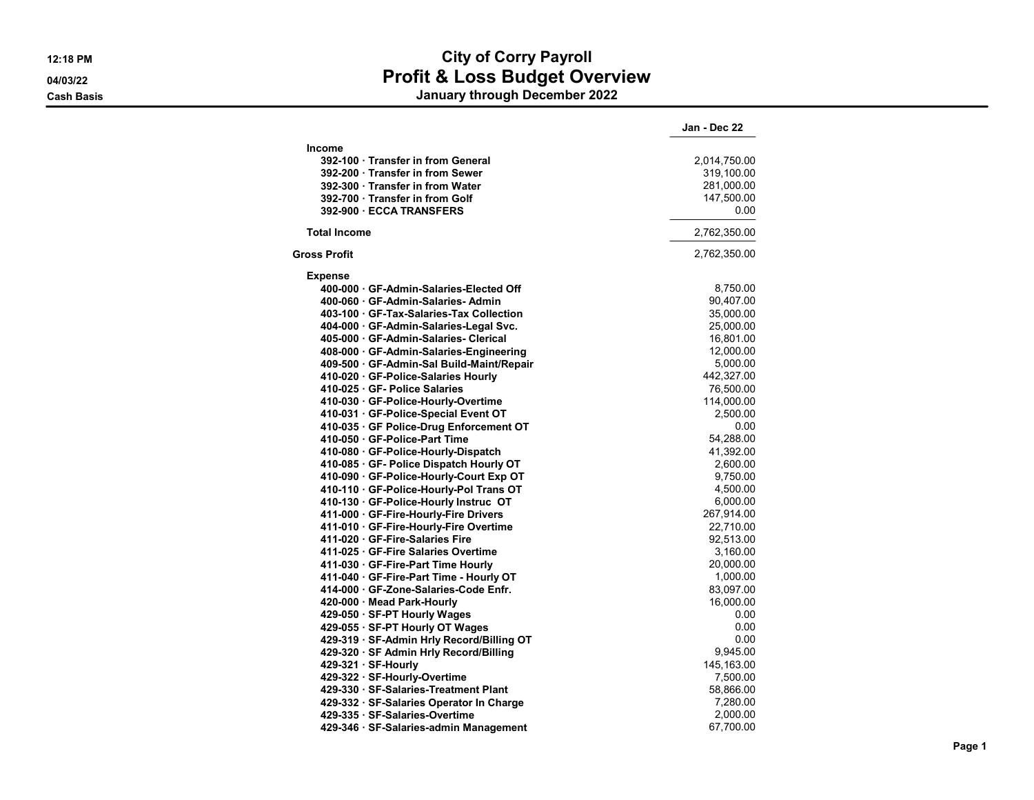# City of Corry Payroll

## Profit & Loss Budget Overview

### January through December 2022

12:18 PM
04/03/22
Cash Basis

| | Jan - Dec 22 |
|---|---|
| **Income** | |
| 392-100 · Transfer in from General | 2,014,750.00 |
| 392-200 · Transfer in from Sewer | 319,100.00 |
| 392-300 · Transfer in from Water | 281,000.00 |
| 392-700 · Transfer in from Golf | 147,500.00 |
| 392-900 · ECCA TRANSFERS | 0.00 |
| **Total Income** | 2,762,350.00 |
| **Gross Profit** | 2,762,350.00 |
| **Expense** | |
| 400-000 · GF-Admin-Salaries-Elected Off | 8,750.00 |
| 400-060 · GF-Admin-Salaries- Admin | 90,407.00 |
| 403-100 · GF-Tax-Salaries-Tax Collection | 35,000.00 |
| 404-000 · GF-Admin-Salaries-Legal Svc. | 25,000.00 |
| 405-000 · GF-Admin-Salaries- Clerical | 16,801.00 |
| 408-000 · GF-Admin-Salaries-Engineering | 12,000.00 |
| 409-500 · GF-Admin-Sal Build-Maint/Repair | 5,000.00 |
| 410-020 · GF-Police-Salaries Hourly | 442,327.00 |
| 410-025 · GF- Police Salaries | 76,500.00 |
| 410-030 · GF-Police-Hourly-Overtime | 114,000.00 |
| 410-031 · GF-Police-Special Event OT | 2,500.00 |
| 410-035 · GF Police-Drug Enforcement OT | 0.00 |
| 410-050 · GF-Police-Part Time | 54,288.00 |
| 410-080 · GF-Police-Hourly-Dispatch | 41,392.00 |
| 410-085 · GF- Police Dispatch Hourly OT | 2,600.00 |
| 410-090 · GF-Police-Hourly-Court Exp OT | 9,750.00 |
| 410-110 · GF-Police-Hourly-Pol Trans OT | 4,500.00 |
| 410-130 · GF-Police-Hourly Instruc OT | 6,000.00 |
| 411-000 · GF-Fire-Hourly-Fire Drivers | 267,914.00 |
| 411-010 · GF-Fire-Hourly-Fire Overtime | 22,710.00 |
| 411-020 · GF-Fire-Salaries Fire | 92,513.00 |
| 411-025 · GF-Fire Salaries Overtime | 3,160.00 |
| 411-030 · GF-Fire-Part Time Hourly | 20,000.00 |
| 411-040 · GF-Fire-Part Time - Hourly OT | 1,000.00 |
| 414-000 · GF-Zone-Salaries-Code Enfr. | 83,097.00 |
| 420-000 · Mead Park-Hourly | 16,000.00 |
| 429-050 · SF-PT Hourly Wages | 0.00 |
| 429-055 · SF-PT Hourly OT Wages | 0.00 |
| 429-319 · SF-Admin Hrly Record/Billing OT | 0.00 |
| 429-320 · SF Admin Hrly Record/Billing | 9,945.00 |
| 429-321 · SF-Hourly | 145,163.00 |
| 429-322 · SF-Hourly-Overtime | 7,500.00 |
| 429-330 · SF-Salaries-Treatment Plant | 58,866.00 |
| 429-332 · SF-Salaries Operator In Charge | 7,280.00 |
| 429-335 · SF-Salaries-Overtime | 2,000.00 |
| 429-346 · SF-Salaries-admin Management | 67,700.00 |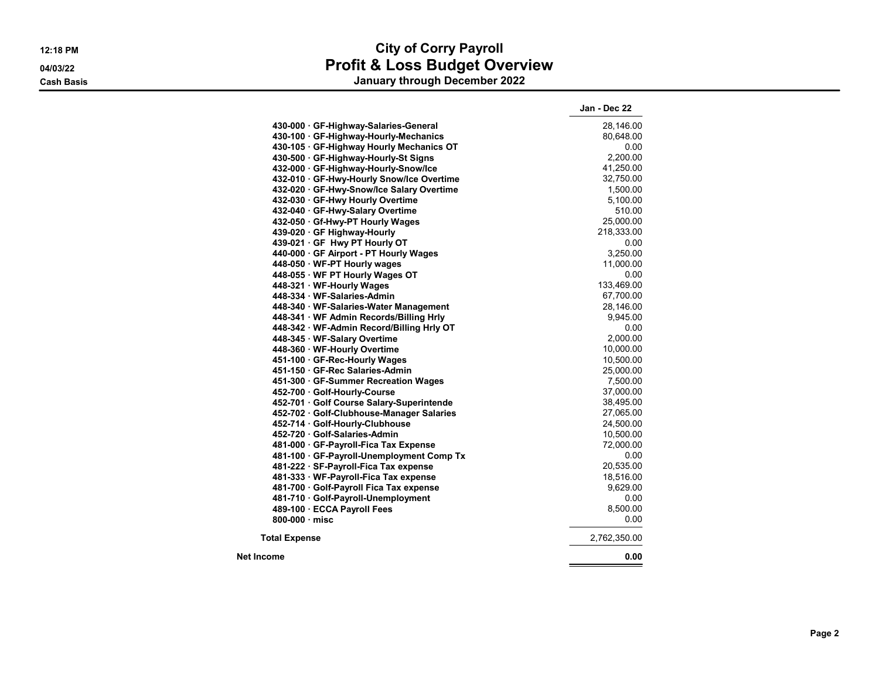# City of Corry Payroll
## Profit & Loss Budget Overview
### January through December 2022

12:18 PM
04/03/22
Cash Basis

| | Jan - Dec 22 |
|---|---|
| 430-000 · GF-Highway-Salaries-General | 28,146.00 |
| 430-100 · GF-Highway-Hourly-Mechanics | 80,648.00 |
| 430-105 · GF-Highway Hourly Mechanics OT | 0.00 |
| 430-500 · GF-Highway-Hourly-St Signs | 2,200.00 |
| 432-000 · GF-Highway-Hourly-Snow/Ice | 41,250.00 |
| 432-010 · GF-Hwy-Hourly Snow/Ice Overtime | 32,750.00 |
| 432-020 · GF-Hwy-Snow/Ice Salary Overtime | 1,500.00 |
| 432-030 · GF-Hwy Hourly Overtime | 5,100.00 |
| 432-040 · GF-Hwy-Salary Overtime | 510.00 |
| 432-050 · Gf-Hwy-PT Hourly Wages | 25,000.00 |
| 439-020 · GF Highway-Hourly | 218,333.00 |
| 439-021 · GF Hwy PT Hourly OT | 0.00 |
| 440-000 · GF Airport - PT Hourly Wages | 3,250.00 |
| 448-050 · WF-PT Hourly wages | 11,000.00 |
| 448-055 · WF PT Hourly Wages OT | 0.00 |
| 448-321 · WF-Hourly Wages | 133,469.00 |
| 448-334 · WF-Salaries-Admin | 67,700.00 |
| 448-340 · WF-Salaries-Water Management | 28,146.00 |
| 448-341 · WF Admin Records/Billing Hrly | 9,945.00 |
| 448-342 · WF-Admin Record/Billing Hrly OT | 0.00 |
| 448-345 · WF-Salary Overtime | 2,000.00 |
| 448-360 · WF-Hourly Overtime | 10,000.00 |
| 451-100 · GF-Rec-Hourly Wages | 10,500.00 |
| 451-150 · GF-Rec Salaries-Admin | 25,000.00 |
| 451-300 · GF-Summer Recreation Wages | 7,500.00 |
| 452-700 · Golf-Hourly-Course | 37,000.00 |
| 452-701 · Golf Course Salary-Superintende | 38,495.00 |
| 452-702 · Golf-Clubhouse-Manager Salaries | 27,065.00 |
| 452-714 · Golf-Hourly-Clubhouse | 24,500.00 |
| 452-720 · Golf-Salaries-Admin | 10,500.00 |
| 481-000 · GF-Payroll-Fica Tax Expense | 72,000.00 |
| 481-100 · GF-Payroll-Unemployment Comp Tx | 0.00 |
| 481-222 · SF-Payroll-Fica Tax expense | 20,535.00 |
| 481-333 · WF-Payroll-Fica Tax expense | 18,516.00 |
| 481-700 · Golf-Payroll Fica Tax expense | 9,629.00 |
| 481-710 · Golf-Payroll-Unemployment | 0.00 |
| 489-100 · ECCA Payroll Fees | 8,500.00 |
| 800-000 · misc | 0.00 |
| **Total Expense** | 2,762,350.00 |
| **Net Income** | **0.00** |